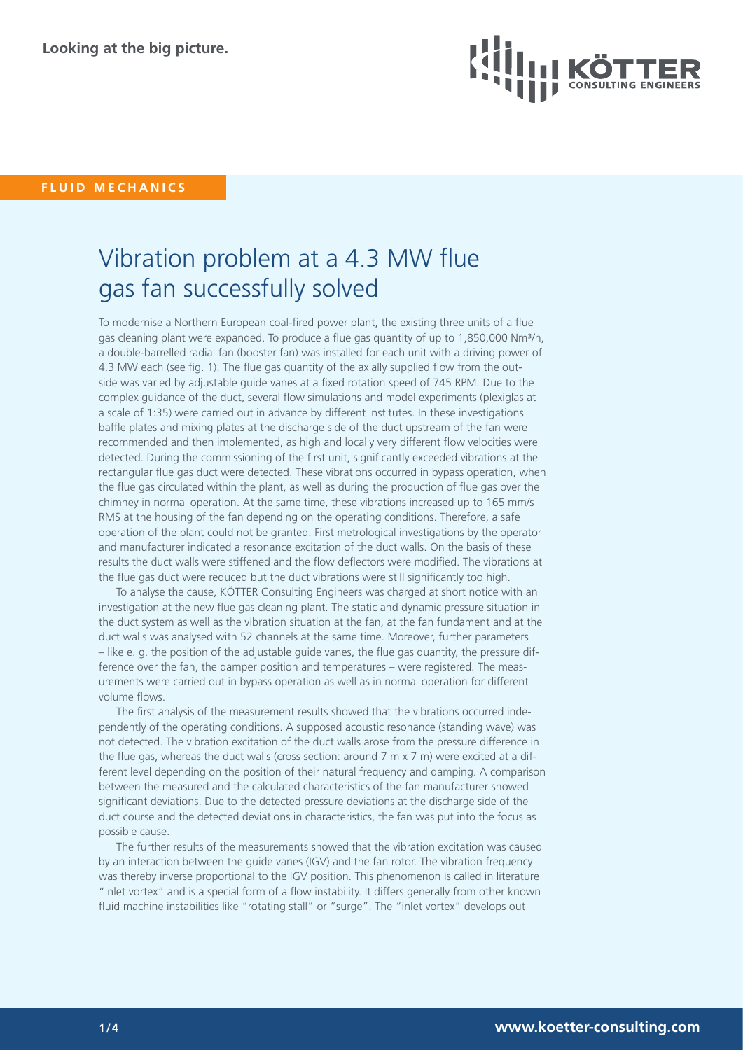**Looking at the big picture.**

**FLUID MECHANICS**

# Vibration problem at a 4.3 MW flue gas fan successfully solved

To modernise a Northern European coal-fired power plant, the existing three units of a flue gas cleaning plant were expanded. To produce a flue gas quantity of up to 1,850,000 Nm³/h, a double-barrelled radial fan (booster fan) was installed for each unit with a driving power of 4.3 MW each (see fig. 1). The flue gas quantity of the axially supplied flow from the outside was varied by adjustable guide vanes at a fixed rotation speed of 745 RPM. Due to the complex guidance of the duct, several flow simulations and model experiments (plexiglas at a scale of 1:35) were carried out in advance by different institutes. In these investigations baffle plates and mixing plates at the discharge side of the duct upstream of the fan were recommended and then implemented, as high and locally very different flow velocities were detected. During the commissioning of the first unit, significantly exceeded vibrations at the rectangular flue gas duct were detected. These vibrations occurred in bypass operation, when the flue gas circulated within the plant, as well as during the production of flue gas over the chimney in normal operation. At the same time, these vibrations increased up to 165 mm/s RMS at the housing of the fan depending on the operating conditions. Therefore, a safe operation of the plant could not be granted. First metrological investigations by the operator and manufacturer indicated a resonance excitation of the duct walls. On the basis of these results the duct walls were stiffened and the flow deflectors were modified. The vibrations at the flue gas duct were reduced but the duct vibrations were still significantly too high.

To analyse the cause, KÖTTER Consulting Engineers was charged at short notice with an investigation at the new flue gas cleaning plant. The static and dynamic pressure situation in the duct system as well as the vibration situation at the fan, at the fan fundament and at the duct walls was analysed with 52 channels at the same time. Moreover, further parameters – like e. g. the position of the adjustable guide vanes, the flue gas quantity, the pressure difference over the fan, the damper position and temperatures – were registered. The measurements were carried out in bypass operation as well as in normal operation for different volume flows.

The first analysis of the measurement results showed that the vibrations occurred independently of the operating conditions. A supposed acoustic resonance (standing wave) was not detected. The vibration excitation of the duct walls arose from the pressure difference in the flue gas, whereas the duct walls (cross section: around 7 m x 7 m) were excited at a different level depending on the position of their natural frequency and damping. A comparison between the measured and the calculated characteristics of the fan manufacturer showed significant deviations. Due to the detected pressure deviations at the discharge side of the duct course and the detected deviations in characteristics, the fan was put into the focus as possible cause.

The further results of the measurements showed that the vibration excitation was caused by an interaction between the guide vanes (IGV) and the fan rotor. The vibration frequency was thereby inverse proportional to the IGV position. This phenomenon is called in literature "inlet vortex" and is a special form of a flow instability. It differs generally from other known fluid machine instabilities like "rotating stall" or "surge". The "inlet vortex" develops out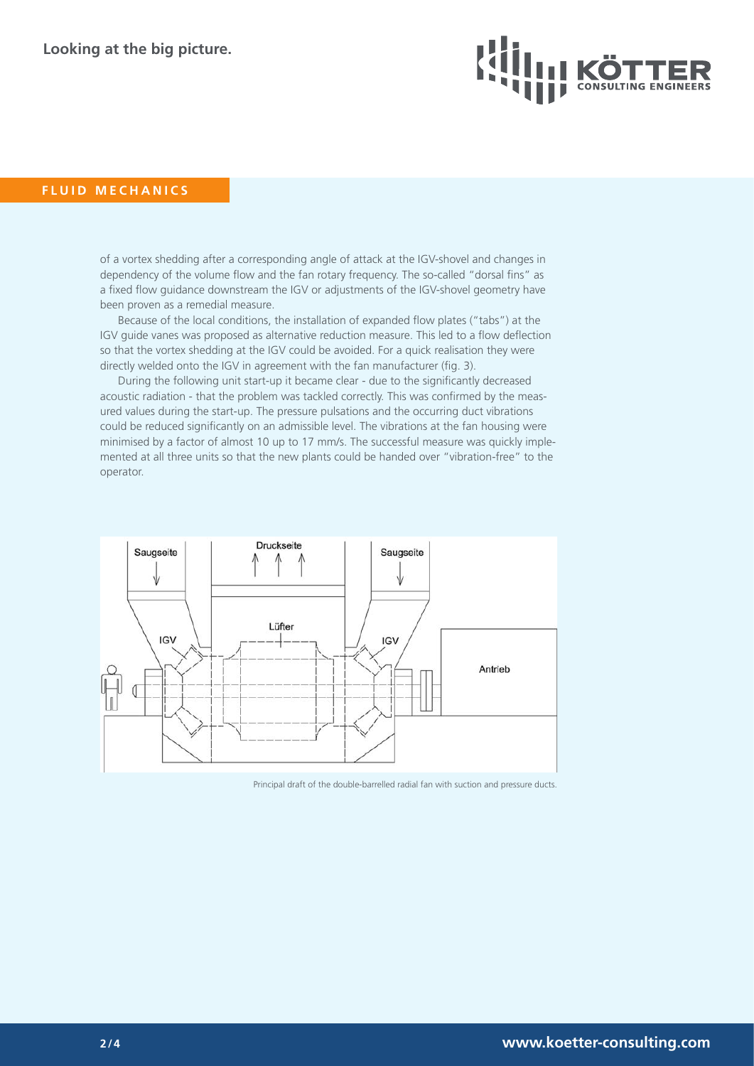of a vortex shedding after a corresponding angle of attack at the IGV-shovel and changes in dependency of the volume flow and the fan rotary frequency. The so-called "dorsal fins" as a fixed flow guidance downstream the IGV or adjustments of the IGV-shovel geometry have been proven as a remedial measure.

Because of the local conditions, the installation of expanded flow plates ("tabs") at the IGV guide vanes was proposed as alternative reduction measure. This led to a flow deflection so that the vortex shedding at the IGV could be avoided. For a quick realisation they were directly welded onto the IGV in agreement with the fan manufacturer (fig. 3).

During the following unit start-up it became clear - due to the significantly decreased acoustic radiation - that the problem was tackled correctly. This was confirmed by the measured values during the start-up. The pressure pulsations and the occurring duct vibrations could be reduced significantly on an admissible level. The vibrations at the fan housing were minimised by a factor of almost 10 up to 17 mm/s. The successful measure was quickly implemented at all three units so that the new plants could be handed over "vibration-free" to the operator.

Principal draft of the double-barrelled radial fan with suction and pressure ducts.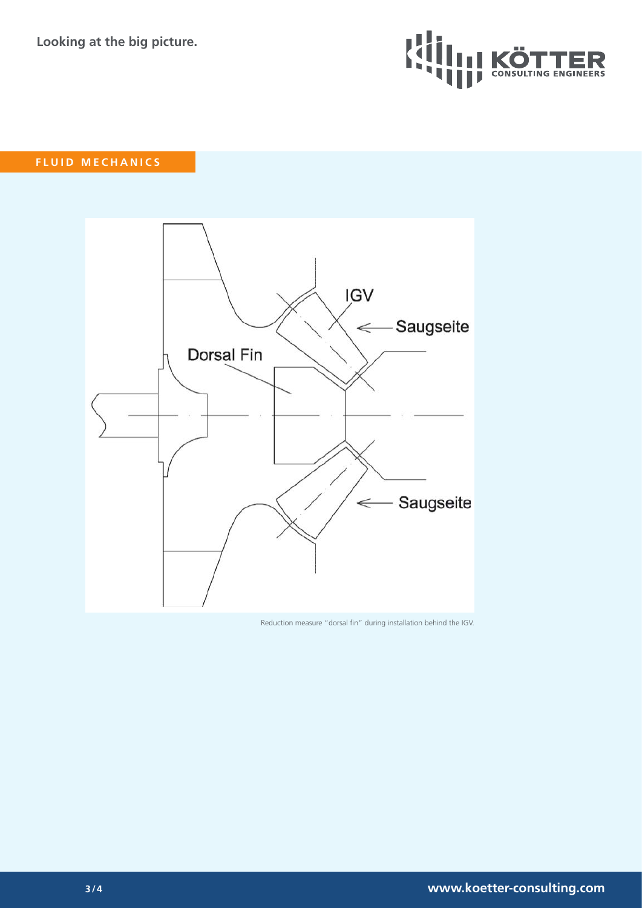**FLUID MECHANICS**

Reduction measure "dorsal fin" during installation behind the IGV.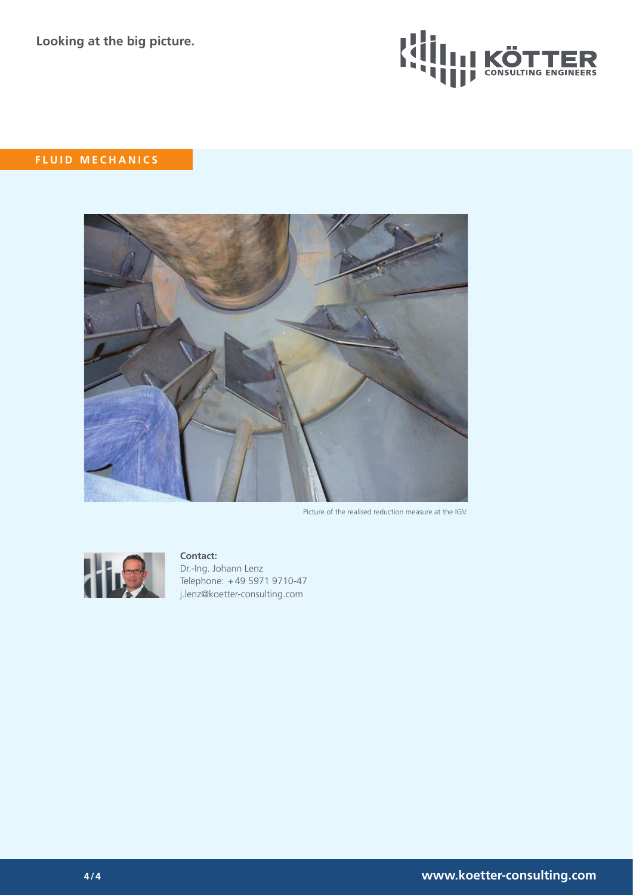Looking at the big picture.

FLUID MECHANICS

Picture of the realised reduction measure at the IGV.

**Contact:**
Dr.-Ing. Johann Lenz
Telephone: +49 5971 9710-47
j.lenz@koetter-consulting.com

www.koetter-consulting.com